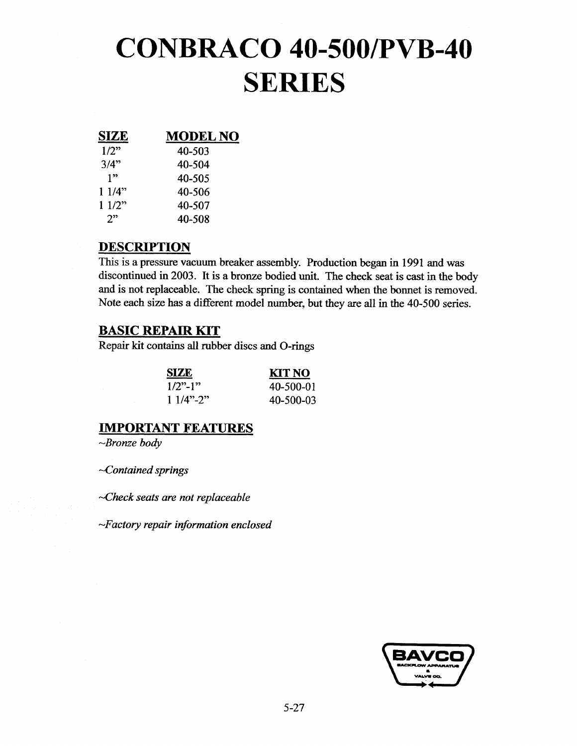# CONBRACO 40-500/PVB-40 SERIES

| SIZE | MODEL NO |
|---|---|
| 1/2" | 40-503 |
| 3/4" | 40-504 |
| 1" | 40-505 |
| 1 1/4" | 40-506 |
| 1 1/2" | 40-507 |
| 2" | 40-508 |

## DESCRIPTION

This is a pressure vacuum breaker assembly. Production began in 1991 and was discontinued in 2003. It is a bronze bodied unit. The check seat is cast in the body and is not replaceable. The check spring is contained when the bonnet is removed. Note each size has a different model number, but they are all in the 40-500 series.

## BASIC REPAIR KIT

Repair kit contains all rubber discs and O-rings

| SIZE | KIT NO |
|---|---|
| 1/2"-1" | 40-500-01 |
| 1 1/4"-2" | 40-500-03 |

## IMPORTANT FEATURES

*~Bronze body*

*~Contained springs*

*~Check seats are not replaceable*

*~Factory repair information enclosed*

BAVCO
BACKFLOW APPARATUS & VALVE CO.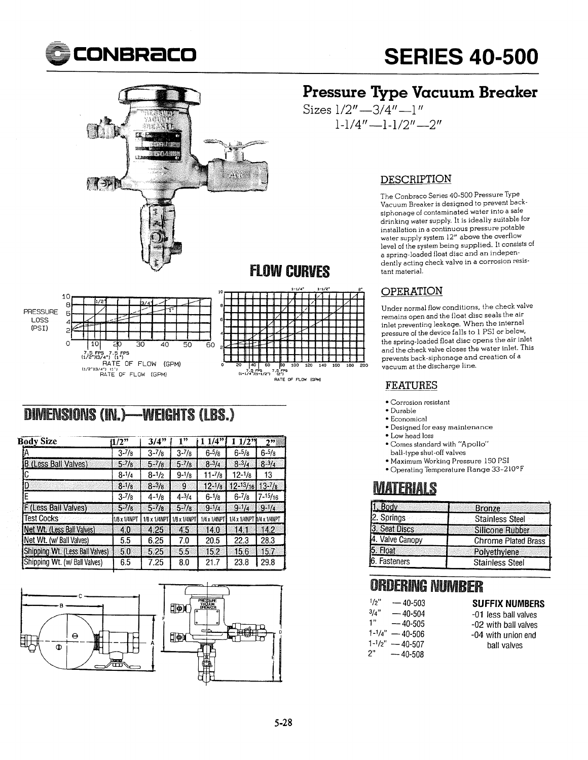# CONBRACO SERIES 40-500

## Pressure Type Vacuum Breaker

Sizes 1/2"—3/4"—1"
1-1/4"—1-1/2"—2"

### DESCRIPTION

The Conbraco Series 40-500 Pressure Type Vacuum Breaker is designed to prevent back-siphonage of contaminated water into a safe drinking water supply. It is ideally suitable for installation in a continuous pressure potable water supply system 12" above the overflow level of the system being supplied. It consists of a spring-loaded float disc and an independently acting check valve in a corrosion resistant material.

### OPERATION

Under normal flow conditions, the check valve remains open and the float disc seals the air inlet preventing leakage. When the internal pressure of the device falls to 1 PSI or below, the spring-loaded float disc opens the air inlet and the check valve closes the water inlet. This prevents back-siphonage and creation of a vacuum at the discharge line.

### FEATURES

- Corrosion resistant
- Durable
- Economical
- Designed for easy maintenance
- Low head loss
- Comes standard with "Apollo" ball-type shut-off valves
- Maximum Working Pressure 150 PSI
- Operating Temperature Range 33-210°F

## FLOW CURVES

PRESSURE LOSS (PSI)

7.5 FPS (1/2")(3/4") 7.5 FPS (1")

RATE OF FLOW (GPM)

7.5 FPS (1-1/4")(1-1/2") 7.5 FPS (2")

RATE OF FLOW (GPM)

## DIMENSIONS (IN.)—WEIGHTS (LBS.)

| Body Size | 1/2" | 3/4" | 1" | 1 1/4" | 1 1/2" | 2" |
|---|---|---|---|---|---|---|
| A | 3-7/8 | 3-7/8 | 3-7/8 | 6-5/8 | 6-5/8 | 6-5/8 |
| B (Less Ball Valves) | 5-7/8 | 5-7/8 | 5-7/8 | 8-3/4 | 8-3/4 | 8-3/4 |
| C | 8-1/4 | 8-1/2 | 9-1/8 | 11-7/8 | 12-1/8 | 13 |
| D | 8-1/8 | 8-3/8 | 9 | 12-1/8 | 12-13/16 | 13-7/8 |
| E | 3-7/8 | 4-1/8 | 4-3/4 | 6-1/8 | 6-7/8 | 7-15/16 |
| F (Less Ball Valves) | 5-7/8 | 5-7/8 | 5-7/8 | 9-1/4 | 9-1/4 | 9-1/4 |
| Test Cocks | 1/8 x 1/4NPT | 1/8 x 1/4NPT | 1/8 x 1/4NPT | 1/4 x 1/4NPT | 1/4 x 1/4NPT | 1/4 x 1/4NPT |
| Net Wt. (Less Ball Valves) | 4.0 | 4.25 | 4.5 | 14.0 | 14.1 | 14.2 |
| Net Wt. (w/ Ball Valves) | 5.5 | 6.25 | 7.0 | 20.5 | 22.3 | 28.3 |
| Shipping Wt. (Less Ball Valves) | 5.0 | 5.25 | 5.5 | 15.2 | 15.6 | 15.7 |
| Shipping Wt. (w/ Ball Valves) | 6.5 | 7.25 | 8.0 | 21.7 | 23.8 | 29.8 |

## MATERIALS

| | |
|---|---|
| 1. Body | Bronze |
| 2. Springs | Stainless Steel |
| 3. Seat Discs | Silicone Rubber |
| 4. Valve Canopy | Chrome Plated Brass |
| 5. Float | Polyethylene |
| 6. Fasteners | Stainless Steel |

## ORDERING NUMBER

- 1/2" — 40-503
- 3/4" — 40-504
- 1" — 40-505
- 1-1/4" — 40-506
- 1-1/2" — 40-507
- 2" — 40-508

**SUFFIX NUMBERS**

- -01 less ball valves
- -02 with ball valves
- -04 with union end ball valves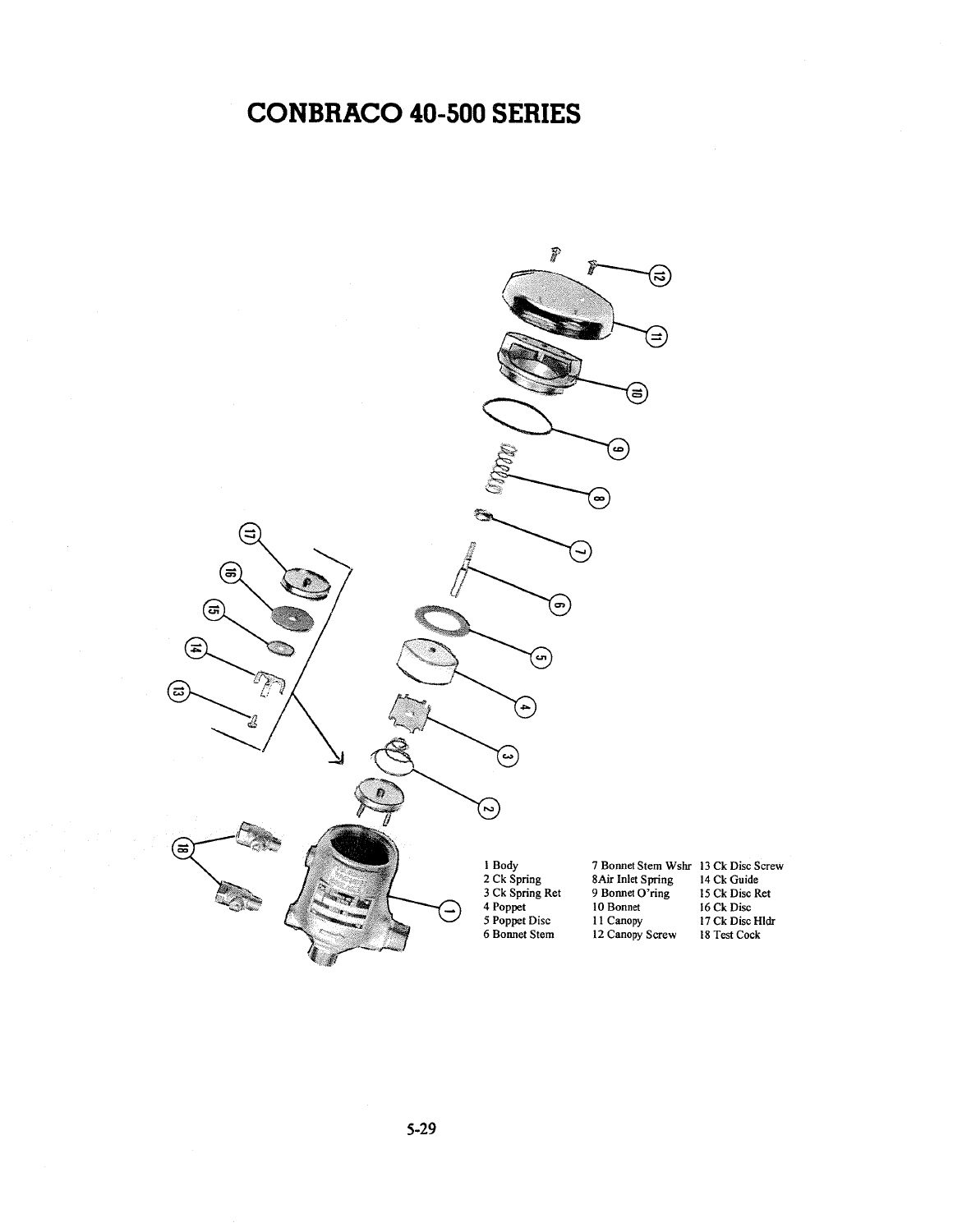# CONBRACO 40-500 SERIES

| | | |
|---|---|---|
| 1 Body | 7 Bonnet Stem Wshr | 13 Ck Disc Screw |
| 2 Ck Spring | 8Air Inlet Spring | 14 Ck Guide |
| 3 Ck Spring Ret | 9 Bonnet O'ring | 15 Ck Disc Ret |
| 4 Poppet | 10 Bonnet | 16 Ck Disc |
| 5 Poppet Disc | 11 Canopy | 17 Ck Disc Hldr |
| 6 Bonnet Stem | 12 Canopy Screw | 18 Test Cock |